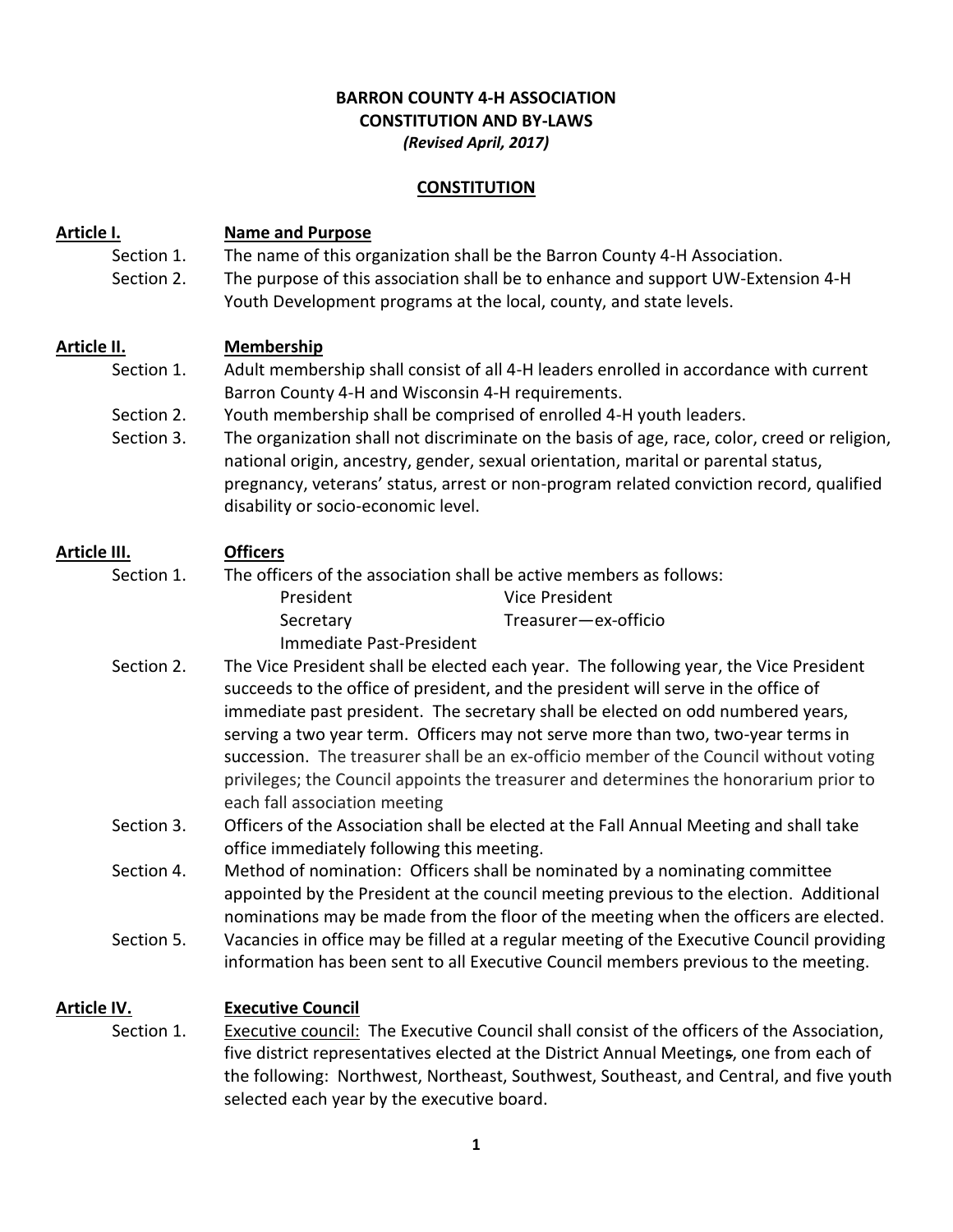**BARRON COUNTY 4-H ASSOCIATION**
**CONSTITUTION AND BY-LAWS**
*(Revised April, 2017)*

## CONSTITUTION

### Article I. Name and Purpose

Section 1. The name of this organization shall be the Barron County 4-H Association.

Section 2. The purpose of this association shall be to enhance and support UW-Extension 4-H Youth Development programs at the local, county, and state levels.

### Article II. Membership

Section 1. Adult membership shall consist of all 4-H leaders enrolled in accordance with current Barron County 4-H and Wisconsin 4-H requirements.

Section 2. Youth membership shall be comprised of enrolled 4-H youth leaders.

Section 3. The organization shall not discriminate on the basis of age, race, color, creed or religion, national origin, ancestry, gender, sexual orientation, marital or parental status, pregnancy, veterans' status, arrest or non-program related conviction record, qualified disability or socio-economic level.

### Article III. Officers

Section 1. The officers of the association shall be active members as follows:

- President
- Vice President
- Secretary
- Treasurer—ex-officio
- Immediate Past-President

Section 2. The Vice President shall be elected each year. The following year, the Vice President succeeds to the office of president, and the president will serve in the office of immediate past president. The secretary shall be elected on odd numbered years, serving a two year term. Officers may not serve more than two, two-year terms in succession. The treasurer shall be an ex-officio member of the Council without voting privileges; the Council appoints the treasurer and determines the honorarium prior to each fall association meeting

Section 3. Officers of the Association shall be elected at the Fall Annual Meeting and shall take office immediately following this meeting.

Section 4. Method of nomination: Officers shall be nominated by a nominating committee appointed by the President at the council meeting previous to the election. Additional nominations may be made from the floor of the meeting when the officers are elected.

Section 5. Vacancies in office may be filled at a regular meeting of the Executive Council providing information has been sent to all Executive Council members previous to the meeting.

### Article IV. Executive Council

Section 1. Executive council: The Executive Council shall consist of the officers of the Association, five district representatives elected at the District Annual Meetings, one from each of the following: Northwest, Northeast, Southwest, Southeast, and Central, and five youth selected each year by the executive board.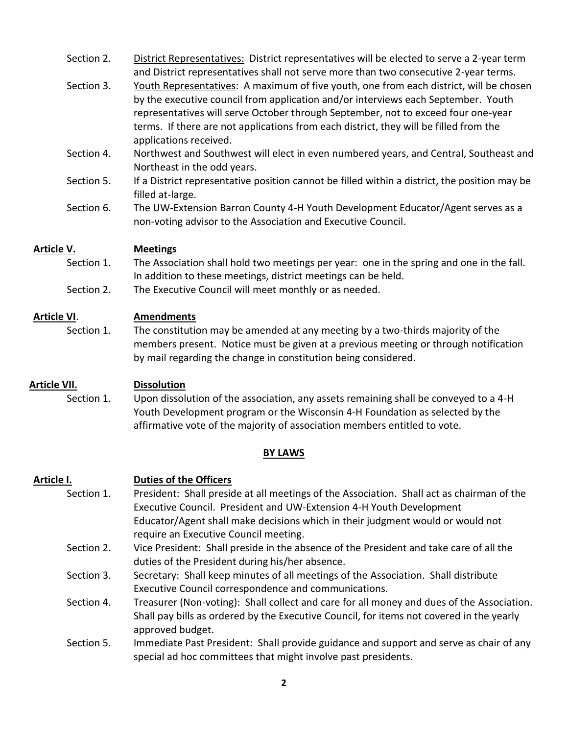Section 2. <u>District Representatives:</u> District representatives will be elected to serve a 2-year term and District representatives shall not serve more than two consecutive 2-year terms.

Section 3. <u>Youth Representatives</u>: A maximum of five youth, one from each district, will be chosen by the executive council from application and/or interviews each September. Youth representatives will serve October through September, not to exceed four one-year terms. If there are not applications from each district, they will be filled from the applications received.

Section 4. Northwest and Southwest will elect in even numbered years, and Central, Southeast and Northeast in the odd years.

Section 5. If a District representative position cannot be filled within a district, the position may be filled at-large.

Section 6. The UW-Extension Barron County 4-H Youth Development Educator/Agent serves as a non-voting advisor to the Association and Executive Council.

## Article V. Meetings

Section 1. The Association shall hold two meetings per year: one in the spring and one in the fall. In addition to these meetings, district meetings can be held.

Section 2. The Executive Council will meet monthly or as needed.

## Article VI. Amendments

Section 1. The constitution may be amended at any meeting by a two-thirds majority of the members present. Notice must be given at a previous meeting or through notification by mail regarding the change in constitution being considered.

## Article VII. Dissolution

Section 1. Upon dissolution of the association, any assets remaining shall be conveyed to a 4-H Youth Development program or the Wisconsin 4-H Foundation as selected by the affirmative vote of the majority of association members entitled to vote.

# BY LAWS

## Article I. Duties of the Officers

Section 1. President: Shall preside at all meetings of the Association. Shall act as chairman of the Executive Council. President and UW-Extension 4-H Youth Development Educator/Agent shall make decisions which in their judgment would or would not require an Executive Council meeting.

Section 2. Vice President: Shall preside in the absence of the President and take care of all the duties of the President during his/her absence.

Section 3. Secretary: Shall keep minutes of all meetings of the Association. Shall distribute Executive Council correspondence and communications.

Section 4. Treasurer (Non-voting): Shall collect and care for all money and dues of the Association. Shall pay bills as ordered by the Executive Council, for items not covered in the yearly approved budget.

Section 5. Immediate Past President: Shall provide guidance and support and serve as chair of any special ad hoc committees that might involve past presidents.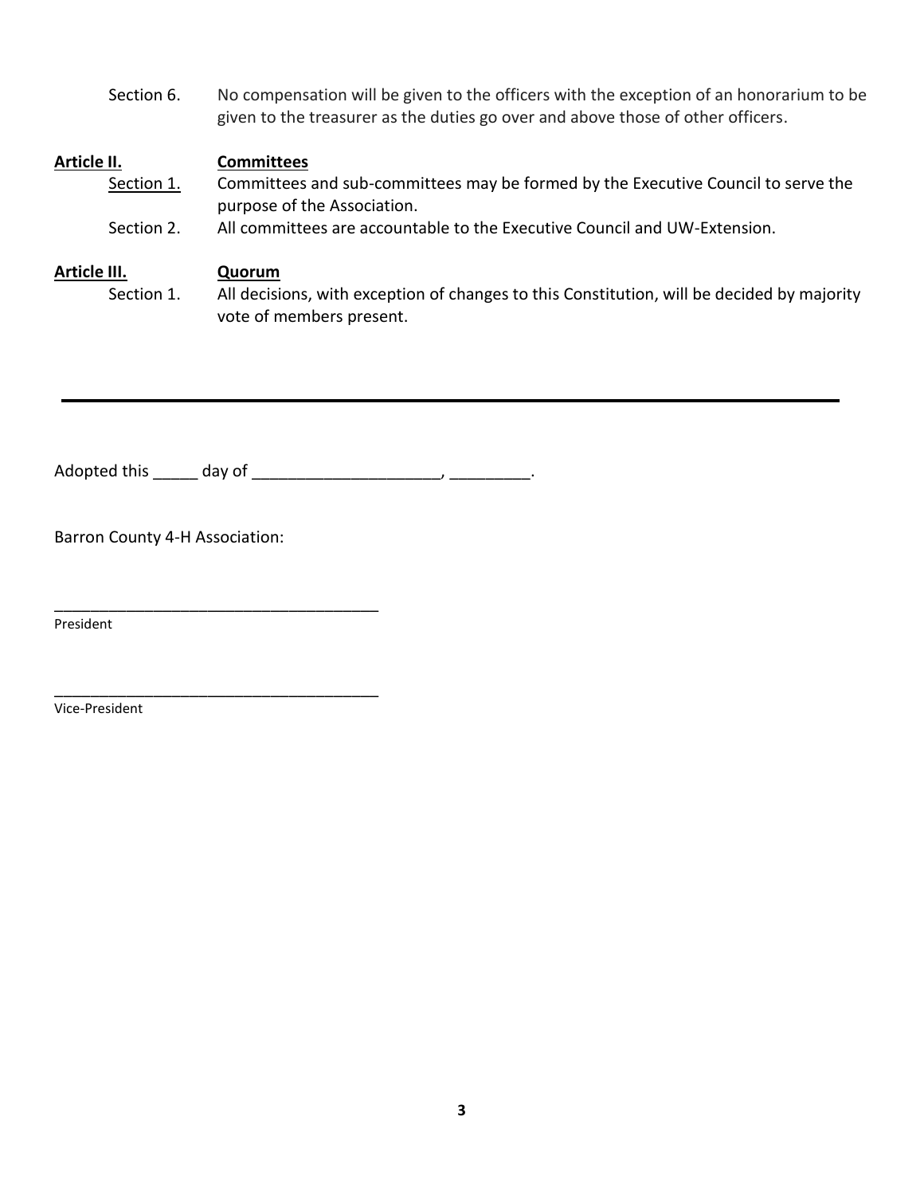Section 6. No compensation will be given to the officers with the exception of an honorarium to be given to the treasurer as the duties go over and above those of other officers.

**Article II.** **Committees**

Section 1. Committees and sub-committees may be formed by the Executive Council to serve the purpose of the Association.

Section 2. All committees are accountable to the Executive Council and UW-Extension.

**Article III.** **Quorum**

Section 1. All decisions, with exception of changes to this Constitution, will be decided by majority vote of members present.

---

Adopted this _____ day of _____________________, _________.

Barron County 4-H Association:

_____________________________________
President

_____________________________________
Vice-President